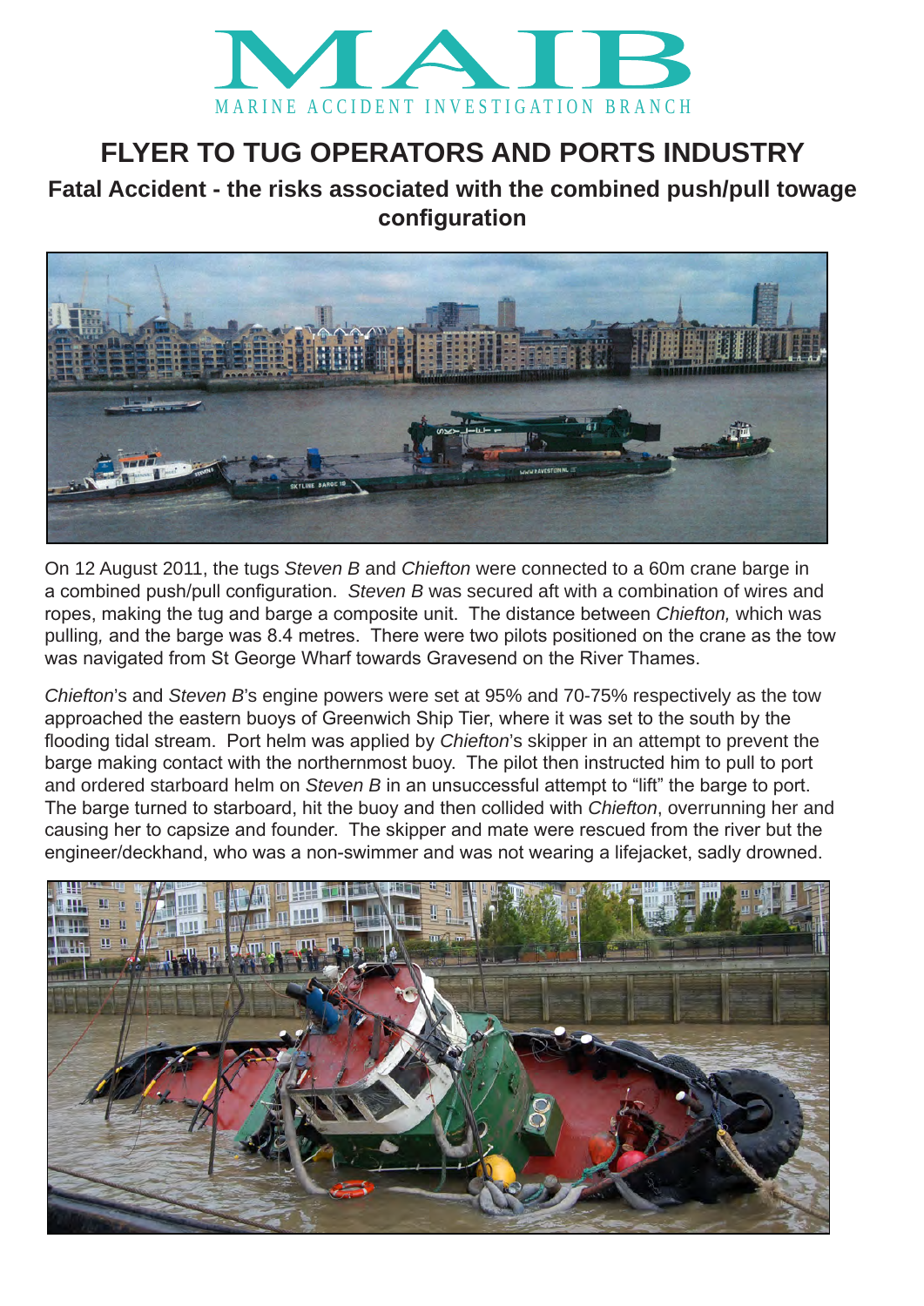# MAIB

MARINE ACCIDENT INVESTIGATION BRANCH

## FLYER TO TUG OPERATORS AND PORTS INDUSTRY

### Fatal Accident - the risks associated with the combined push/pull towage configuration

On 12 August 2011, the tugs *Steven B* and *Chiefton* were connected to a 60m crane barge in a combined push/pull configuration. *Steven B* was secured aft with a combination of wires and ropes, making the tug and barge a composite unit. The distance between *Chiefton,* which was pulling, and the barge was 8.4 metres. There were two pilots positioned on the crane as the tow was navigated from St George Wharf towards Gravesend on the River Thames.

*Chiefton*'s and *Steven B*'s engine powers were set at 95% and 70-75% respectively as the tow approached the eastern buoys of Greenwich Ship Tier, where it was set to the south by the flooding tidal stream. Port helm was applied by *Chiefton*'s skipper in an attempt to prevent the barge making contact with the northernmost buoy. The pilot then instructed him to pull to port and ordered starboard helm on *Steven B* in an unsuccessful attempt to "lift" the barge to port. The barge turned to starboard, hit the buoy and then collided with *Chiefton*, overrunning her and causing her to capsize and founder. The skipper and mate were rescued from the river but the engineer/deckhand, who was a non-swimmer and was not wearing a lifejacket, sadly drowned.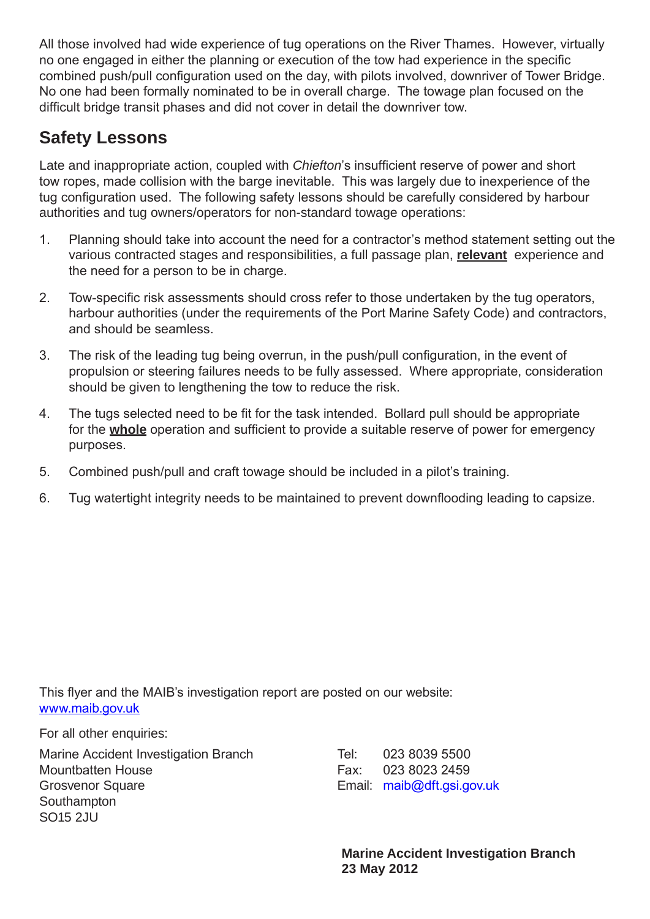All those involved had wide experience of tug operations on the River Thames. However, virtually no one engaged in either the planning or execution of the tow had experience in the specific combined push/pull configuration used on the day, with pilots involved, downriver of Tower Bridge. No one had been formally nominated to be in overall charge. The towage plan focused on the difficult bridge transit phases and did not cover in detail the downriver tow.

## Safety Lessons

Late and inappropriate action, coupled with *Chiefton*'s insufficient reserve of power and short tow ropes, made collision with the barge inevitable. This was largely due to inexperience of the tug configuration used. The following safety lessons should be carefully considered by harbour authorities and tug owners/operators for non-standard towage operations:

1. Planning should take into account the need for a contractor's method statement setting out the various contracted stages and responsibilities, a full passage plan, **relevant** experience and the need for a person to be in charge.

2. Tow-specific risk assessments should cross refer to those undertaken by the tug operators, harbour authorities (under the requirements of the Port Marine Safety Code) and contractors, and should be seamless.

3. The risk of the leading tug being overrun, in the push/pull configuration, in the event of propulsion or steering failures needs to be fully assessed. Where appropriate, consideration should be given to lengthening the tow to reduce the risk.

4. The tugs selected need to be fit for the task intended. Bollard pull should be appropriate for the **whole** operation and sufficient to provide a suitable reserve of power for emergency purposes.

5. Combined push/pull and craft towage should be included in a pilot's training.

6. Tug watertight integrity needs to be maintained to prevent downflooding leading to capsize.

This flyer and the MAIB's investigation report are posted on our website: www.maib.gov.uk

For all other enquiries:

Marine Accident Investigation Branch
Mountbatten House
Grosvenor Square
Southampton
SO15 2JU

Tel: 023 8039 5500
Fax: 023 8023 2459
Email: maib@dft.gsi.gov.uk

**Marine Accident Investigation Branch**
**23 May 2012**